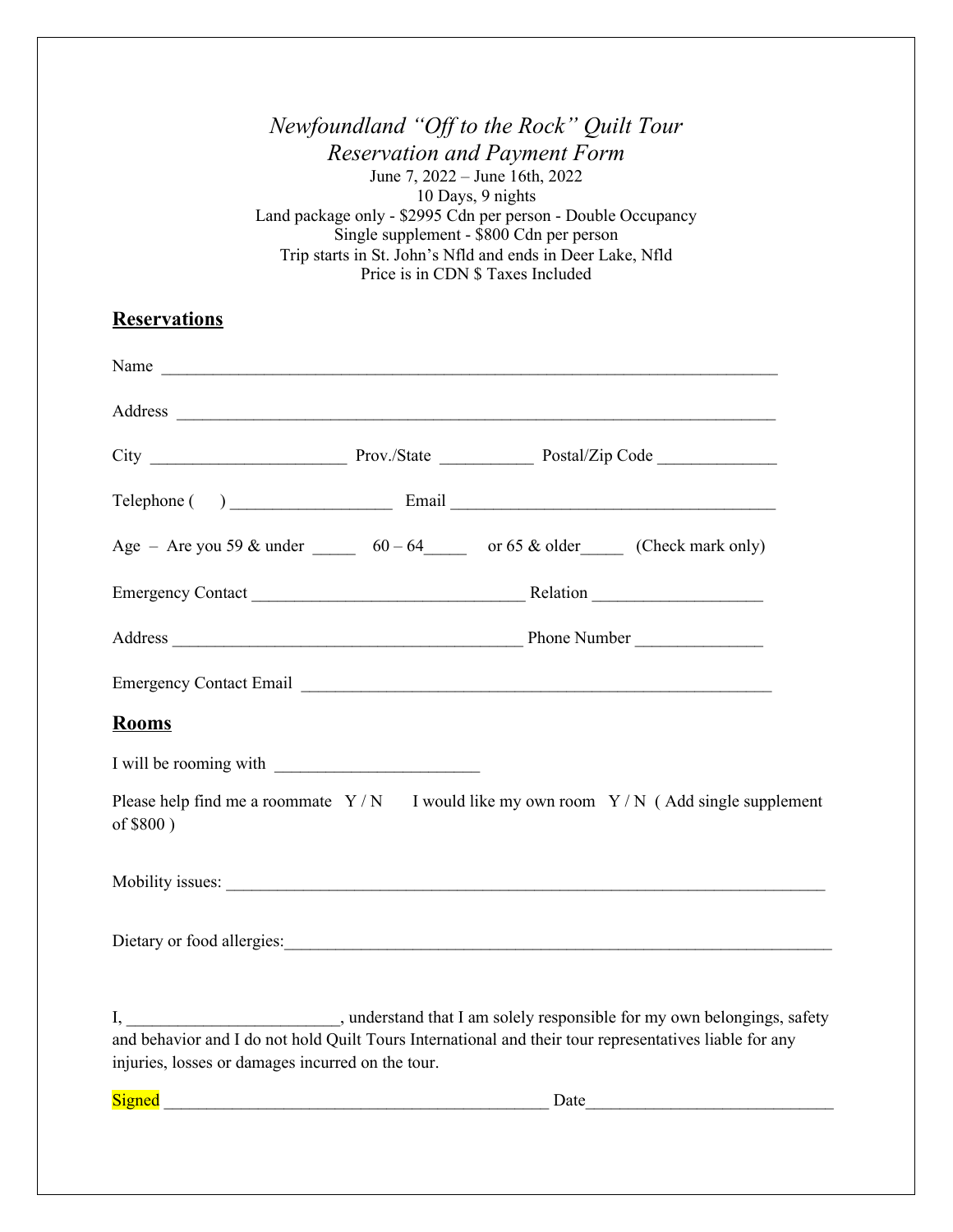*Newfoundland "Off to the Rock" Quilt Tour*
*Reservation and Payment Form*

June 7, 2022 – June 16th, 2022
10 Days, 9 nights
Land package only - $2995 Cdn per person - Double Occupancy
Single supplement - $800 Cdn per person
Trip starts in St. John's Nfld and ends in Deer Lake, Nfld
Price is in CDN $ Taxes Included

## Reservations

Name ___________________________________________________________________________

Address _________________________________________________________________________

City ______________________ Prov./State __________ Postal/Zip Code _____________

Telephone (     ) __________________ Email ______________________________________

Age – Are you 59 & under _____ 60 – 64_____ or 65 & older_____ (Check mark only)

Emergency Contact _______________________________ Relation ___________________

Address ________________________________________ Phone Number ______________

Emergency Contact Email _____________________________________________________

## Rooms

I will be rooming with _______________________

Please help find me a roommate Y / N     I would like my own room Y / N ( Add single supplement of $800 )

Mobility issues: _______________________________________________________________________

Dietary or food allergies:_______________________________________________________________

I, ________________________, understand that I am solely responsible for my own belongings, safety and behavior and I do not hold Quilt Tours International and their tour representatives liable for any injuries, losses or damages incurred on the tour.

Signed ____________________________________________ Date___________________________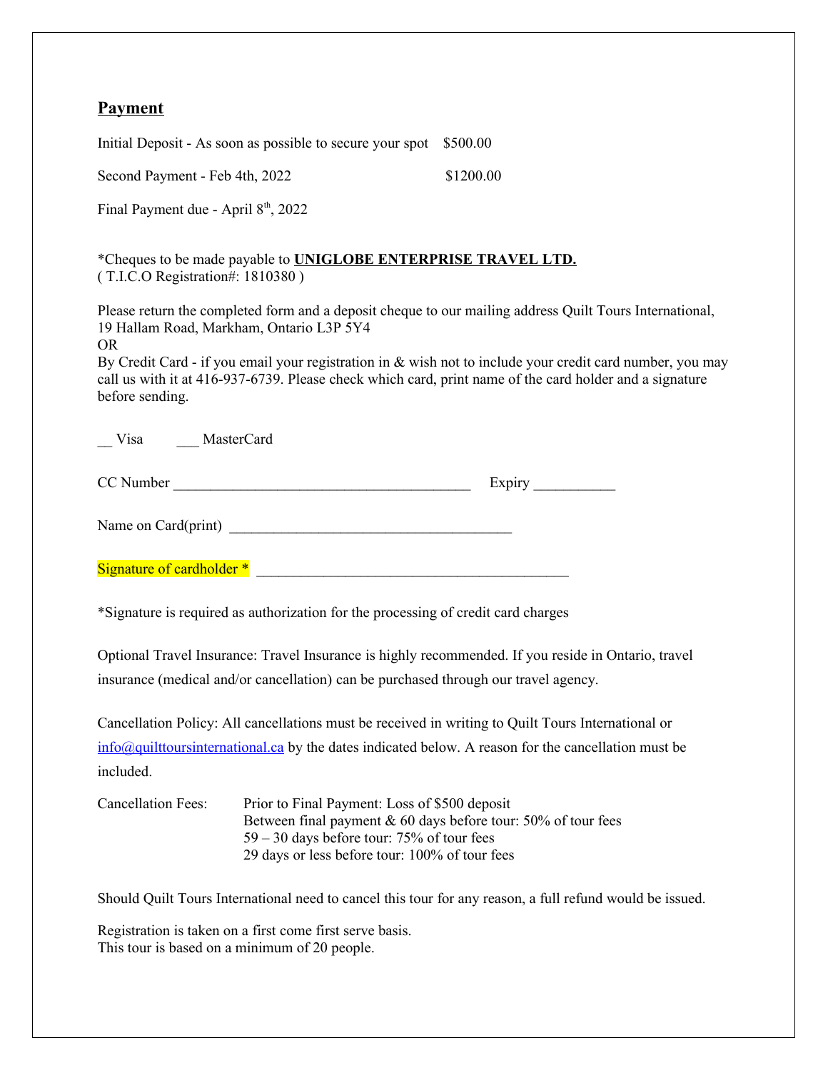## **Payment**

Initial Deposit - As soon as possible to secure your spot $500.00

Second Payment - Feb 4th, 2022 $1200.00

Final Payment due - April 8th, 2022

*Cheques to be made payable to **UNIGLOBE ENTERPRISE TRAVEL LTD.**
( T.I.C.O Registration#: 1810380 )

Please return the completed form and a deposit cheque to our mailing address Quilt Tours International, 19 Hallam Road, Markham, Ontario L3P 5Y4
OR
By Credit Card - if you email your registration in & wish not to include your credit card number, you may call us with it at 416-937-6739. Please check which card, print name of the card holder and a signature before sending.

__ Visa ___ MasterCard

CC Number ________________________________________ Expiry ___________

Name on Card(print) ______________________________________

Signature of cardholder * __________________________________________

*Signature is required as authorization for the processing of credit card charges

Optional Travel Insurance: Travel Insurance is highly recommended. If you reside in Ontario, travel insurance (medical and/or cancellation) can be purchased through our travel agency.

Cancellation Policy: All cancellations must be received in writing to Quilt Tours International or info@quilttoursinternational.ca by the dates indicated below. A reason for the cancellation must be included.

Cancellation Fees:
- Prior to Final Payment: Loss of $500 deposit
- Between final payment & 60 days before tour: 50% of tour fees
- 59 – 30 days before tour: 75% of tour fees
- 29 days or less before tour: 100% of tour fees

Should Quilt Tours International need to cancel this tour for any reason, a full refund would be issued.

Registration is taken on a first come first serve basis.
This tour is based on a minimum of 20 people.